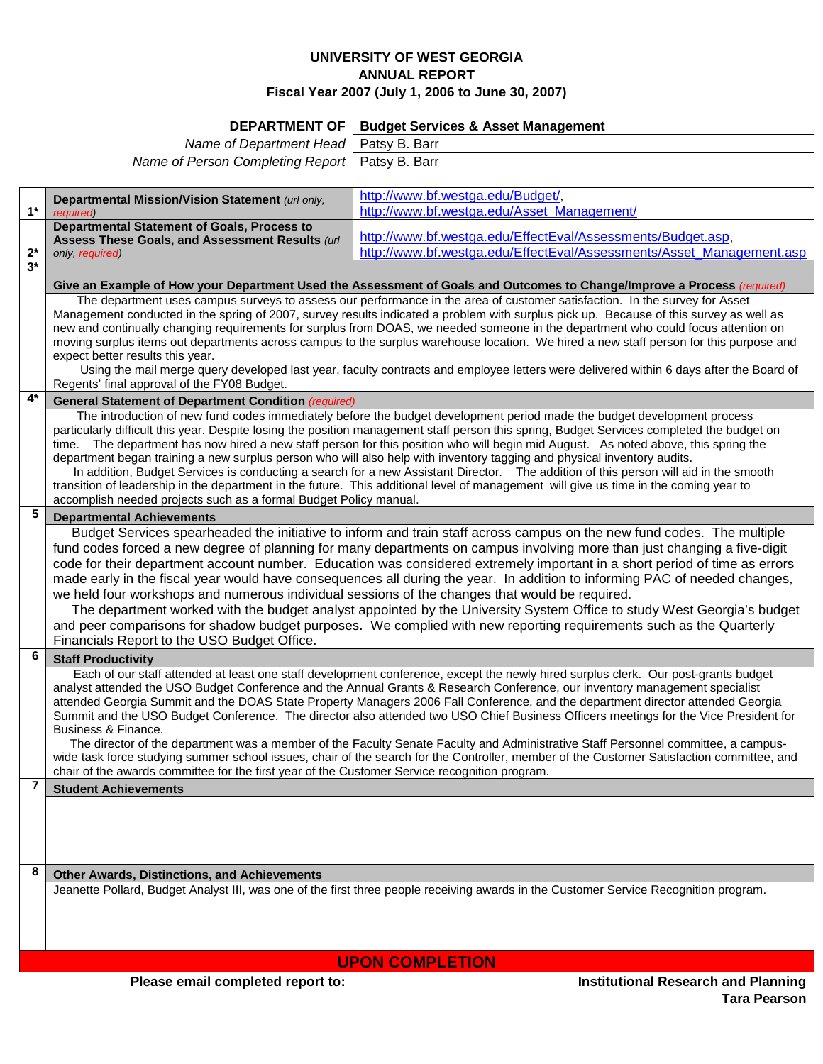# UNIVERSITY OF WEST GEORGIA
## ANNUAL REPORT
### Fiscal Year 2007 (July 1, 2006 to June 30, 2007)

**DEPARTMENT OF** Budget Services & Asset Management

*Name of Department Head* Patsy B. Barr

*Name of Person Completing Report* Patsy B. Barr

| # | Item | Response |
|---|---|---|
| 1* | **Departmental Mission/Vision Statement** *(url only, required)* | http://www.bf.westga.edu/Budget/, http://www.bf.westga.edu/Asset_Management/ |
| 2* | **Departmental Statement of Goals, Process to Assess These Goals, and Assessment Results** *(url only, required)* | http://www.bf.westga.edu/EffectEval/Assessments/Budget.asp, http://www.bf.westga.edu/EffectEval/Assessments/Asset_Management.asp |

**3\*** **Give an Example of How your Department Used the Assessment of Goals and Outcomes to Change/Improve a Process** *(required)*

The department uses campus surveys to assess our performance in the area of customer satisfaction. In the survey for Asset Management conducted in the spring of 2007, survey results indicated a problem with surplus pick up. Because of this survey as well as new and continually changing requirements for surplus from DOAS, we needed someone in the department who could focus attention on moving surplus items out departments across campus to the surplus warehouse location. We hired a new staff person for this purpose and expect better results this year.

Using the mail merge query developed last year, faculty contracts and employee letters were delivered within 6 days after the Board of Regents' final approval of the FY08 Budget.

**4\*** **General Statement of Department Condition** *(required)*

The introduction of new fund codes immediately before the budget development period made the budget development process particularly difficult this year. Despite losing the position management staff person this spring, Budget Services completed the budget on time. The department has now hired a new staff person for this position who will begin mid August. As noted above, this spring the department began training a new surplus person who will also help with inventory tagging and physical inventory audits.

In addition, Budget Services is conducting a search for a new Assistant Director. The addition of this person will aid in the smooth transition of leadership in the department in the future. This additional level of management will give us time in the coming year to accomplish needed projects such as a formal Budget Policy manual.

**5** **Departmental Achievements**

Budget Services spearheaded the initiative to inform and train staff across campus on the new fund codes. The multiple fund codes forced a new degree of planning for many departments on campus involving more than just changing a five-digit code for their department account number. Education was considered extremely important in a short period of time as errors made early in the fiscal year would have consequences all during the year. In addition to informing PAC of needed changes, we held four workshops and numerous individual sessions of the changes that would be required.

The department worked with the budget analyst appointed by the University System Office to study West Georgia's budget and peer comparisons for shadow budget purposes. We complied with new reporting requirements such as the Quarterly Financials Report to the USO Budget Office.

**6** **Staff Productivity**

Each of our staff attended at least one staff development conference, except the newly hired surplus clerk. Our post-grants budget analyst attended the USO Budget Conference and the Annual Grants & Research Conference, our inventory management specialist attended Georgia Summit and the DOAS State Property Managers 2006 Fall Conference, and the department director attended Georgia Summit and the USO Budget Conference. The director also attended two USO Chief Business Officers meetings for the Vice President for Business & Finance.

The director of the department was a member of the Faculty Senate Faculty and Administrative Staff Personnel committee, a campus-wide task force studying summer school issues, chair of the search for the Controller, member of the Customer Satisfaction committee, and chair of the awards committee for the first year of the Customer Service recognition program.

**7** **Student Achievements**

**8** **Other Awards, Distinctions, and Achievements**

Jeanette Pollard, Budget Analyst III, was one of the first three people receiving awards in the Customer Service Recognition program.

**UPON COMPLETION**

**Please email completed report to:** **Institutional Research and Planning**
**Tara Pearson**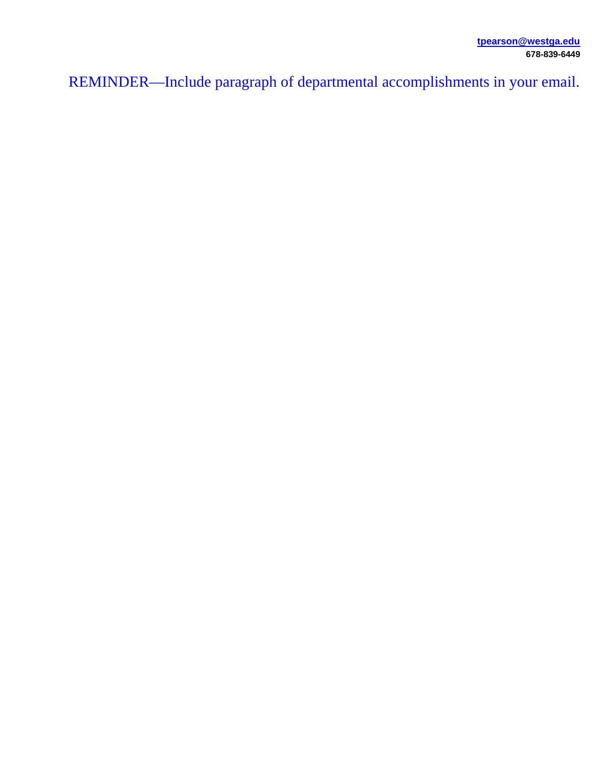tpearson@westga.edu
678-839-6449

REMINDER—Include paragraph of departmental accomplishments in your email.